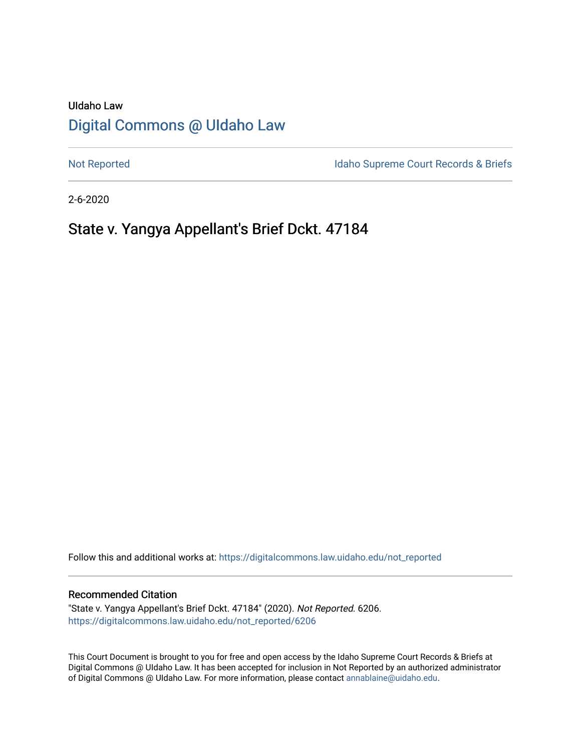UIdaho Law

# Digital Commons @ UIdaho Law

Not Reported

Idaho Supreme Court Records & Briefs

2-6-2020

## State v. Yangya Appellant's Brief Dckt. 47184

Follow this and additional works at: https://digitalcommons.law.uidaho.edu/not_reported

### Recommended Citation

"State v. Yangya Appellant's Brief Dckt. 47184" (2020). *Not Reported*. 6206.
https://digitalcommons.law.uidaho.edu/not_reported/6206

This Court Document is brought to you for free and open access by the Idaho Supreme Court Records & Briefs at Digital Commons @ UIdaho Law. It has been accepted for inclusion in Not Reported by an authorized administrator of Digital Commons @ UIdaho Law. For more information, please contact annablaine@uidaho.edu.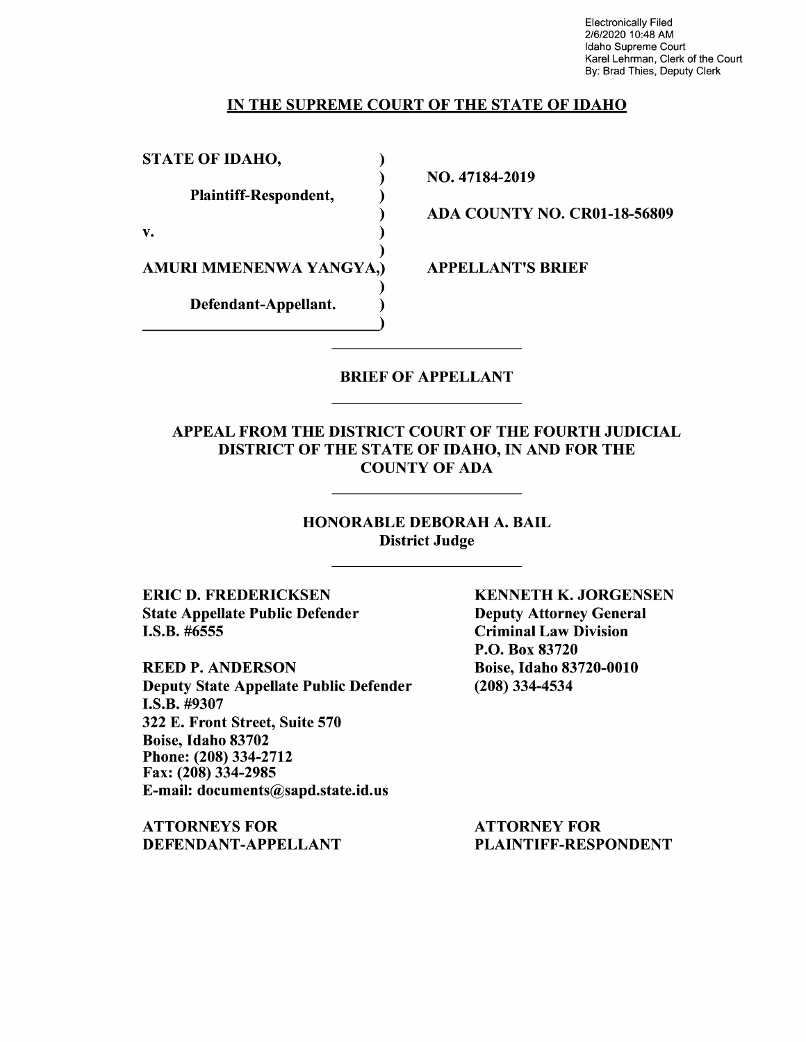Electronically Filed
2/6/2020 10:48 AM
Idaho Supreme Court
Karel Lehrman, Clerk of the Court
By: Brad Thies, Deputy Clerk

**IN THE SUPREME COURT OF THE STATE OF IDAHO**

| | |
|---|---|
| **STATE OF IDAHO,** | |
| **Plaintiff-Respondent,** | **NO. 47184-2019** |
| **v.** | **ADA COUNTY NO. CR01-18-56809** |
| **AMURI MMENENWA YANGYA,** | **APPELLANT'S BRIEF** |
| **Defendant-Appellant.** | |

**BRIEF OF APPELLANT**

**APPEAL FROM THE DISTRICT COURT OF THE FOURTH JUDICIAL DISTRICT OF THE STATE OF IDAHO, IN AND FOR THE COUNTY OF ADA**

**HONORABLE DEBORAH A. BAIL**
**District Judge**

**ERIC D. FREDERICKSEN**
**State Appellate Public Defender**
**I.S.B. #6555**

**REED P. ANDERSON**
**Deputy State Appellate Public Defender**
**I.S.B. #9307**
**322 E. Front Street, Suite 570**
**Boise, Idaho 83702**
**Phone: (208) 334-2712**
**Fax: (208) 334-2985**
**E-mail: documents@sapd.state.id.us**

**ATTORNEYS FOR DEFENDANT-APPELLANT**

**KENNETH K. JORGENSEN**
**Deputy Attorney General**
**Criminal Law Division**
**P.O. Box 83720**
**Boise, Idaho 83720-0010**
**(208) 334-4534**

**ATTORNEY FOR PLAINTIFF-RESPONDENT**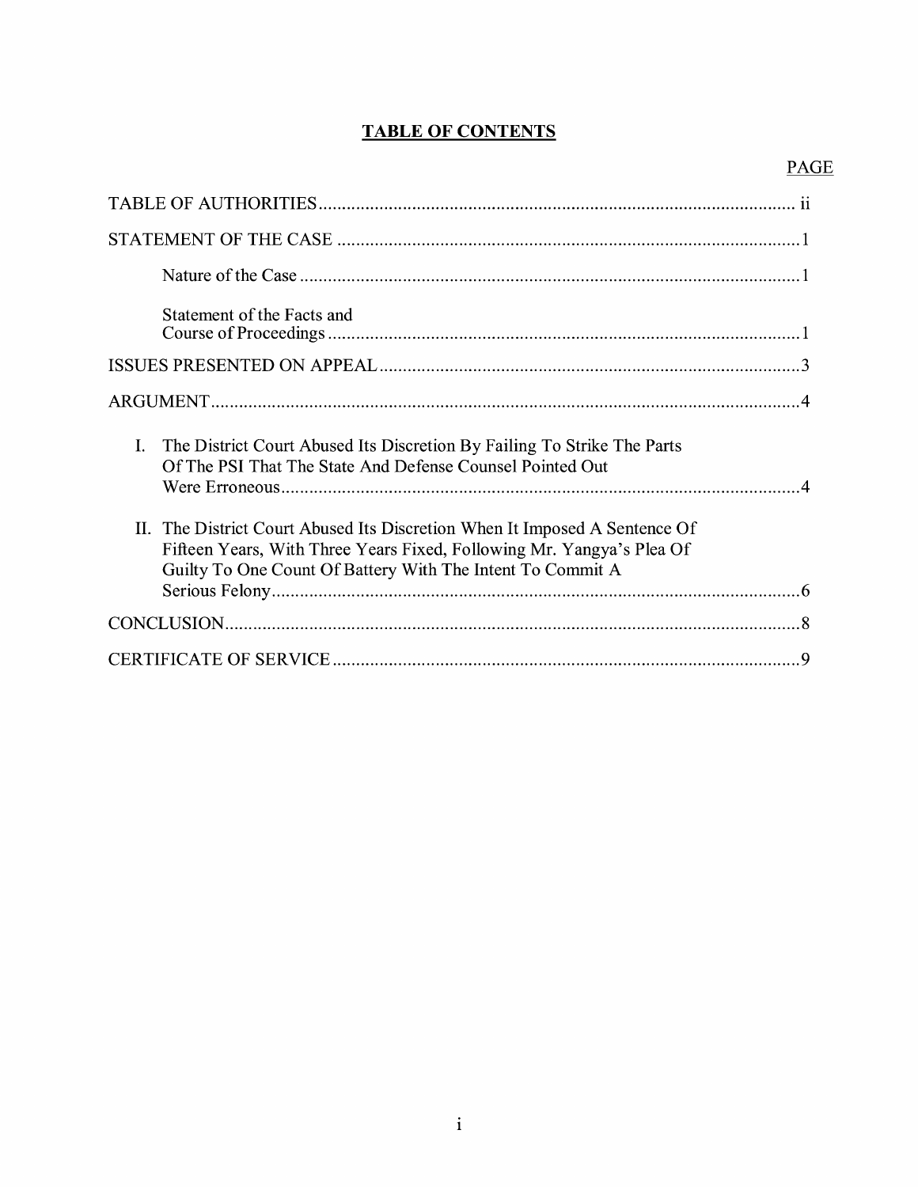# TABLE OF CONTENTS

| | PAGE |
|---|---|
| TABLE OF AUTHORITIES | ii |
| STATEMENT OF THE CASE | 1 |
| Nature of the Case | 1 |
| Statement of the Facts and Course of Proceedings | 1 |
| ISSUES PRESENTED ON APPEAL | 3 |
| ARGUMENT | 4 |
| I. The District Court Abused Its Discretion By Failing To Strike The Parts Of The PSI That The State And Defense Counsel Pointed Out Were Erroneous | 4 |
| II. The District Court Abused Its Discretion When It Imposed A Sentence Of Fifteen Years, With Three Years Fixed, Following Mr. Yangya's Plea Of Guilty To One Count Of Battery With The Intent To Commit A Serious Felony | 6 |
| CONCLUSION | 8 |
| CERTIFICATE OF SERVICE | 9 |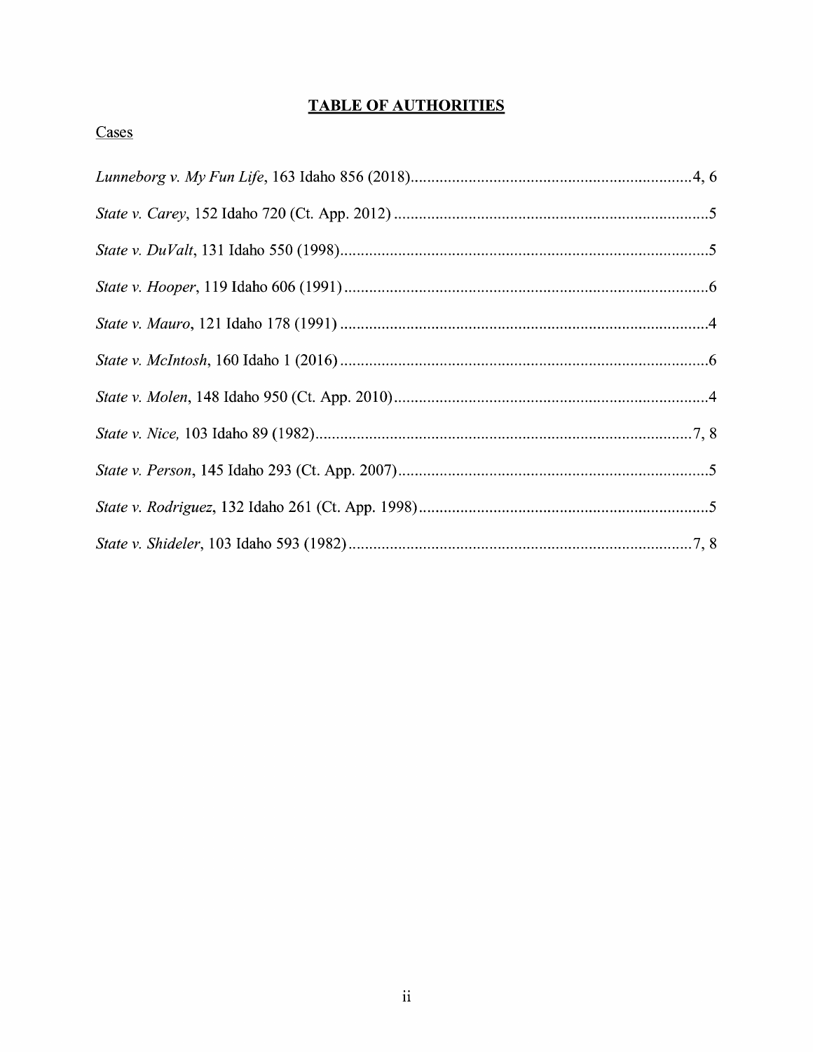# TABLE OF AUTHORITIES

Cases

*Lunneborg v. My Fun Life*, 163 Idaho 856 (2018)....................................................................4, 6

*State v. Carey*, 152 Idaho 720 (Ct. App. 2012) ............................................................................5

*State v. DuValt*, 131 Idaho 550 (1998).........................................................................................5

*State v. Hooper*, 119 Idaho 606 (1991) ........................................................................................6

*State v. Mauro*, 121 Idaho 178 (1991) .........................................................................................4

*State v. McIntosh*, 160 Idaho 1 (2016) .........................................................................................6

*State v. Molen*, 148 Idaho 950 (Ct. App. 2010)............................................................................4

*State v. Nice,* 103 Idaho 89 (1982)...........................................................................................7, 8

*State v. Person*, 145 Idaho 293 (Ct. App. 2007)...........................................................................5

*State v. Rodriguez*, 132 Idaho 261 (Ct. App. 1998)......................................................................5

*State v. Shideler*, 103 Idaho 593 (1982)....................................................................................7, 8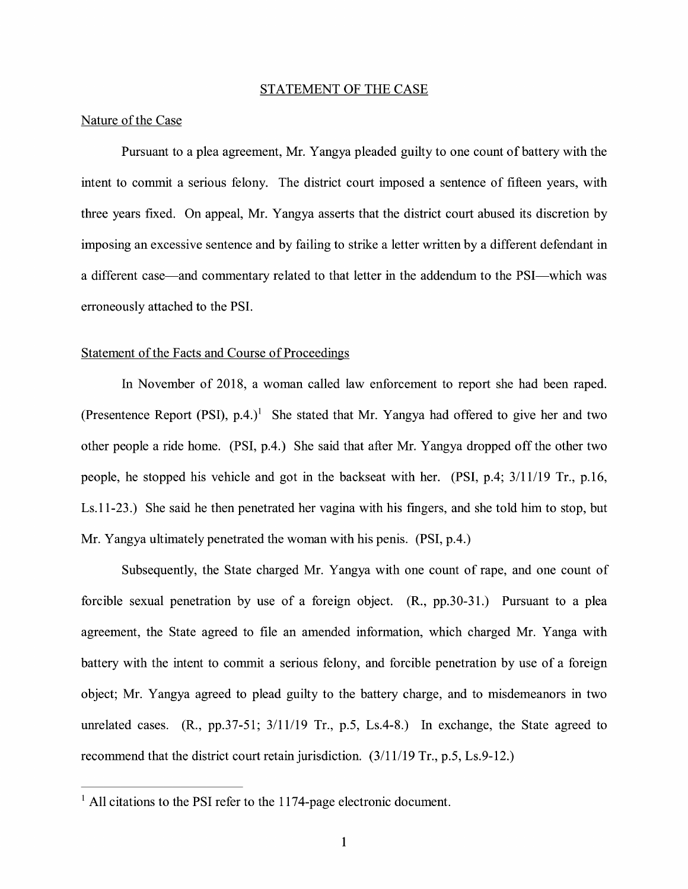## STATEMENT OF THE CASE

### Nature of the Case

Pursuant to a plea agreement, Mr. Yangya pleaded guilty to one count of battery with the intent to commit a serious felony. The district court imposed a sentence of fifteen years, with three years fixed. On appeal, Mr. Yangya asserts that the district court abused its discretion by imposing an excessive sentence and by failing to strike a letter written by a different defendant in a different case—and commentary related to that letter in the addendum to the PSI—which was erroneously attached to the PSI.

### Statement of the Facts and Course of Proceedings

In November of 2018, a woman called law enforcement to report she had been raped. (Presentence Report (PSI), p.4.)[1] She stated that Mr. Yangya had offered to give her and two other people a ride home. (PSI, p.4.) She said that after Mr. Yangya dropped off the other two people, he stopped his vehicle and got in the backseat with her. (PSI, p.4; 3/11/19 Tr., p.16, Ls.11-23.) She said he then penetrated her vagina with his fingers, and she told him to stop, but Mr. Yangya ultimately penetrated the woman with his penis. (PSI, p.4.)

Subsequently, the State charged Mr. Yangya with one count of rape, and one count of forcible sexual penetration by use of a foreign object. (R., pp.30-31.) Pursuant to a plea agreement, the State agreed to file an amended information, which charged Mr. Yanga with battery with the intent to commit a serious felony, and forcible penetration by use of a foreign object; Mr. Yangya agreed to plead guilty to the battery charge, and to misdemeanors in two unrelated cases. (R., pp.37-51; 3/11/19 Tr., p.5, Ls.4-8.) In exchange, the State agreed to recommend that the district court retain jurisdiction. (3/11/19 Tr., p.5, Ls.9-12.)

---

[1] All citations to the PSI refer to the 1174-page electronic document.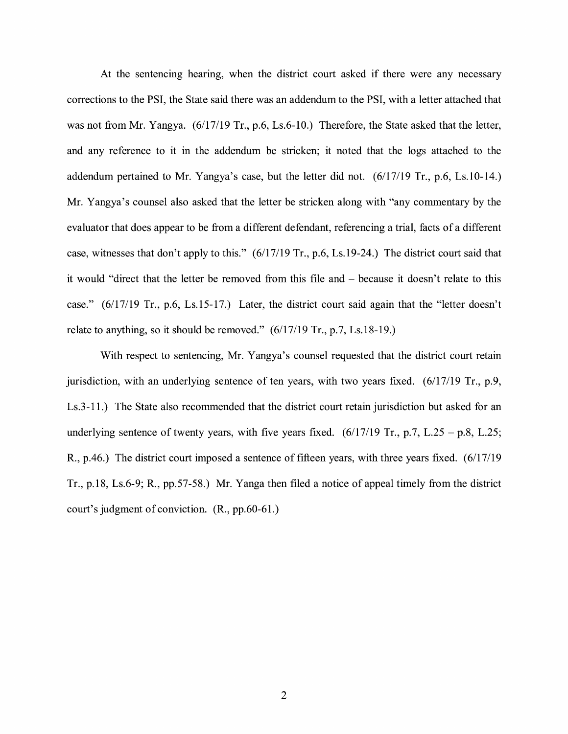At the sentencing hearing, when the district court asked if there were any necessary corrections to the PSI, the State said there was an addendum to the PSI, with a letter attached that was not from Mr. Yangya. (6/17/19 Tr., p.6, Ls.6-10.) Therefore, the State asked that the letter, and any reference to it in the addendum be stricken; it noted that the logs attached to the addendum pertained to Mr. Yangya's case, but the letter did not. (6/17/19 Tr., p.6, Ls.10-14.) Mr. Yangya's counsel also asked that the letter be stricken along with "any commentary by the evaluator that does appear to be from a different defendant, referencing a trial, facts of a different case, witnesses that don't apply to this." (6/17/19 Tr., p.6, Ls.19-24.) The district court said that it would "direct that the letter be removed from this file and – because it doesn't relate to this case." (6/17/19 Tr., p.6, Ls.15-17.) Later, the district court said again that the "letter doesn't relate to anything, so it should be removed." (6/17/19 Tr., p.7, Ls.18-19.)

With respect to sentencing, Mr. Yangya's counsel requested that the district court retain jurisdiction, with an underlying sentence of ten years, with two years fixed. (6/17/19 Tr., p.9, Ls.3-11.) The State also recommended that the district court retain jurisdiction but asked for an underlying sentence of twenty years, with five years fixed. (6/17/19 Tr., p.7, L.25 – p.8, L.25; R., p.46.) The district court imposed a sentence of fifteen years, with three years fixed. (6/17/19 Tr., p.18, Ls.6-9; R., pp.57-58.) Mr. Yanga then filed a notice of appeal timely from the district court's judgment of conviction. (R., pp.60-61.)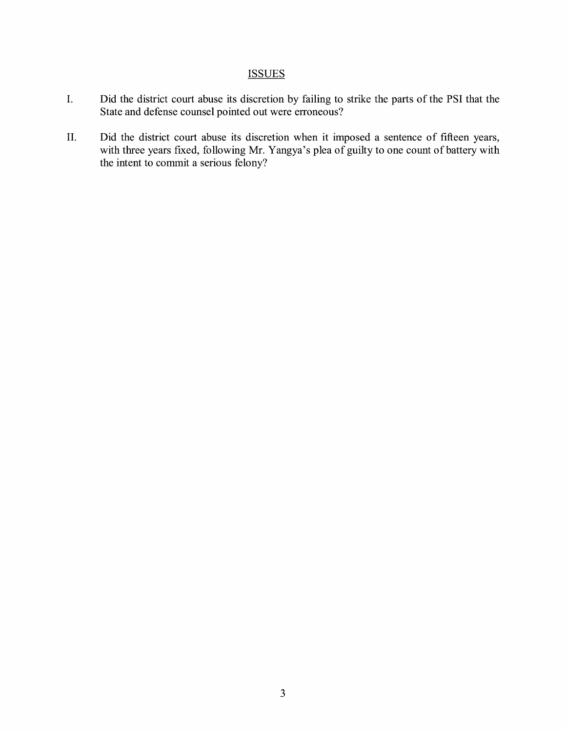## ISSUES

I. Did the district court abuse its discretion by failing to strike the parts of the PSI that the State and defense counsel pointed out were erroneous?

II. Did the district court abuse its discretion when it imposed a sentence of fifteen years, with three years fixed, following Mr. Yangya's plea of guilty to one count of battery with the intent to commit a serious felony?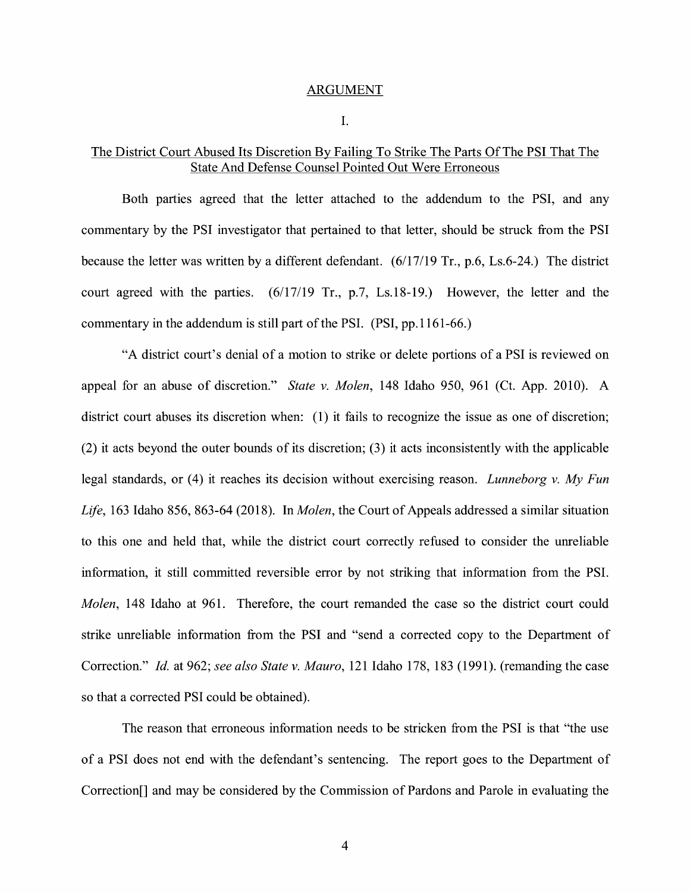ARGUMENT

I.

The District Court Abused Its Discretion By Failing To Strike The Parts Of The PSI That The State And Defense Counsel Pointed Out Were Erroneous

Both parties agreed that the letter attached to the addendum to the PSI, and any commentary by the PSI investigator that pertained to that letter, should be struck from the PSI because the letter was written by a different defendant. (6/17/19 Tr., p.6, Ls.6-24.) The district court agreed with the parties. (6/17/19 Tr., p.7, Ls.18-19.) However, the letter and the commentary in the addendum is still part of the PSI. (PSI, pp.1161-66.)

"A district court's denial of a motion to strike or delete portions of a PSI is reviewed on appeal for an abuse of discretion." *State v. Molen*, 148 Idaho 950, 961 (Ct. App. 2010). A district court abuses its discretion when: (1) it fails to recognize the issue as one of discretion; (2) it acts beyond the outer bounds of its discretion; (3) it acts inconsistently with the applicable legal standards, or (4) it reaches its decision without exercising reason. *Lunneborg v. My Fun Life*, 163 Idaho 856, 863-64 (2018). In *Molen*, the Court of Appeals addressed a similar situation to this one and held that, while the district court correctly refused to consider the unreliable information, it still committed reversible error by not striking that information from the PSI. *Molen*, 148 Idaho at 961. Therefore, the court remanded the case so the district court could strike unreliable information from the PSI and "send a corrected copy to the Department of Correction." *Id.* at 962; *see also State v. Mauro*, 121 Idaho 178, 183 (1991). (remanding the case so that a corrected PSI could be obtained).

The reason that erroneous information needs to be stricken from the PSI is that "the use of a PSI does not end with the defendant's sentencing. The report goes to the Department of Correction[] and may be considered by the Commission of Pardons and Parole in evaluating the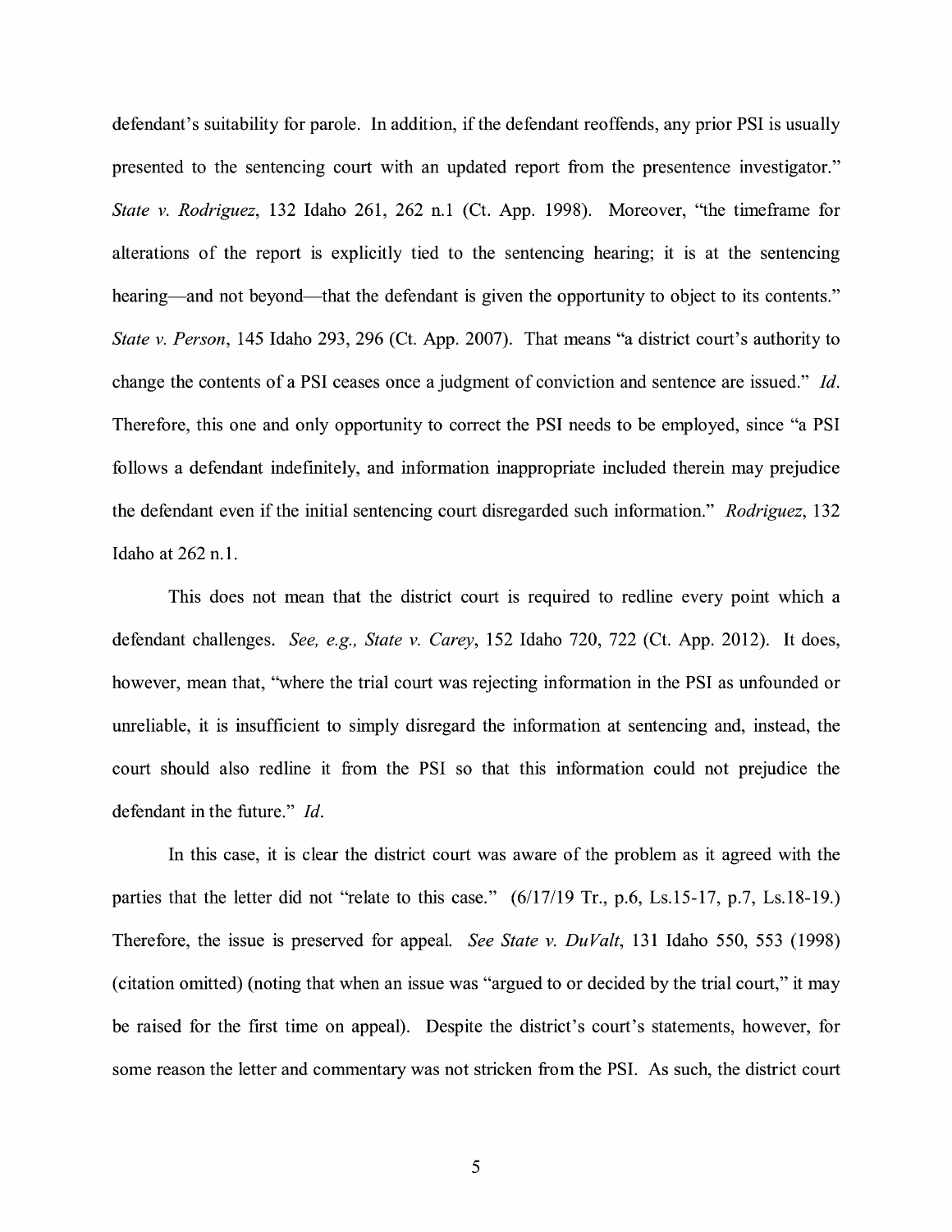defendant's suitability for parole. In addition, if the defendant reoffends, any prior PSI is usually presented to the sentencing court with an updated report from the presentence investigator." *State v. Rodriguez*, 132 Idaho 261, 262 n.1 (Ct. App. 1998). Moreover, "the timeframe for alterations of the report is explicitly tied to the sentencing hearing; it is at the sentencing hearing—and not beyond—that the defendant is given the opportunity to object to its contents." *State v. Person*, 145 Idaho 293, 296 (Ct. App. 2007). That means "a district court's authority to change the contents of a PSI ceases once a judgment of conviction and sentence are issued." *Id*. Therefore, this one and only opportunity to correct the PSI needs to be employed, since "a PSI follows a defendant indefinitely, and information inappropriate included therein may prejudice the defendant even if the initial sentencing court disregarded such information." *Rodriguez*, 132 Idaho at 262 n.1.

This does not mean that the district court is required to redline every point which a defendant challenges. *See, e.g., State v. Carey*, 152 Idaho 720, 722 (Ct. App. 2012). It does, however, mean that, "where the trial court was rejecting information in the PSI as unfounded or unreliable, it is insufficient to simply disregard the information at sentencing and, instead, the court should also redline it from the PSI so that this information could not prejudice the defendant in the future." *Id*.

In this case, it is clear the district court was aware of the problem as it agreed with the parties that the letter did not "relate to this case." (6/17/19 Tr., p.6, Ls.15-17, p.7, Ls.18-19.) Therefore, the issue is preserved for appeal. *See State v. DuValt*, 131 Idaho 550, 553 (1998) (citation omitted) (noting that when an issue was "argued to or decided by the trial court," it may be raised for the first time on appeal). Despite the district's court's statements, however, for some reason the letter and commentary was not stricken from the PSI. As such, the district court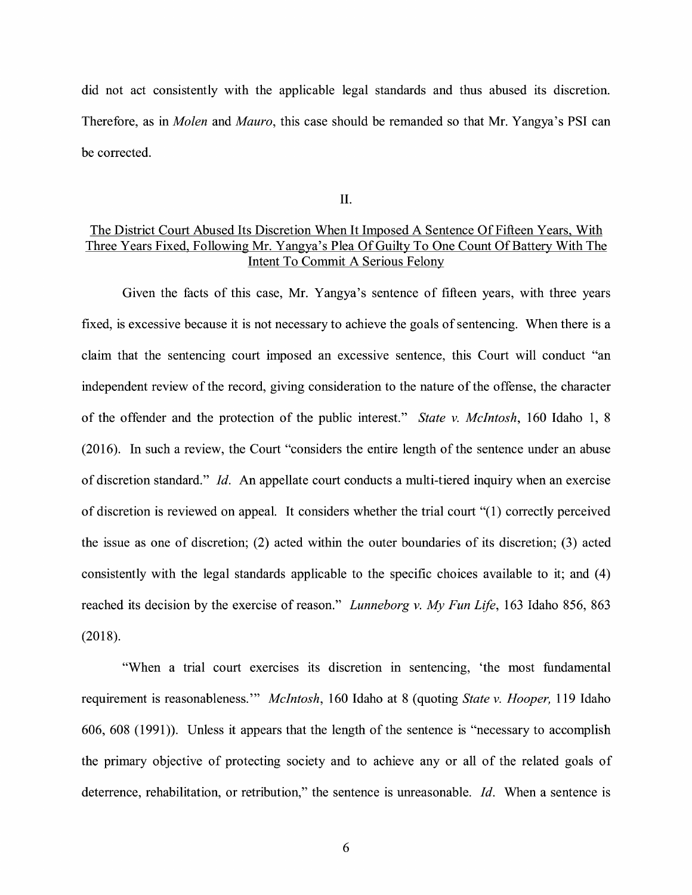did not act consistently with the applicable legal standards and thus abused its discretion. Therefore, as in *Molen* and *Mauro*, this case should be remanded so that Mr. Yangya's PSI can be corrected.

## II.

## The District Court Abused Its Discretion When It Imposed A Sentence Of Fifteen Years, With Three Years Fixed, Following Mr. Yangya's Plea Of Guilty To One Count Of Battery With The Intent To Commit A Serious Felony

Given the facts of this case, Mr. Yangya's sentence of fifteen years, with three years fixed, is excessive because it is not necessary to achieve the goals of sentencing. When there is a claim that the sentencing court imposed an excessive sentence, this Court will conduct "an independent review of the record, giving consideration to the nature of the offense, the character of the offender and the protection of the public interest." *State v. McIntosh*, 160 Idaho 1, 8 (2016). In such a review, the Court "considers the entire length of the sentence under an abuse of discretion standard." *Id*. An appellate court conducts a multi-tiered inquiry when an exercise of discretion is reviewed on appeal. It considers whether the trial court "(1) correctly perceived the issue as one of discretion; (2) acted within the outer boundaries of its discretion; (3) acted consistently with the legal standards applicable to the specific choices available to it; and (4) reached its decision by the exercise of reason." *Lunneborg v. My Fun Life*, 163 Idaho 856, 863 (2018).

"When a trial court exercises its discretion in sentencing, 'the most fundamental requirement is reasonableness.'" *McIntosh*, 160 Idaho at 8 (quoting *State v. Hooper,* 119 Idaho 606, 608 (1991)). Unless it appears that the length of the sentence is "necessary to accomplish the primary objective of protecting society and to achieve any or all of the related goals of deterrence, rehabilitation, or retribution," the sentence is unreasonable. *Id*. When a sentence is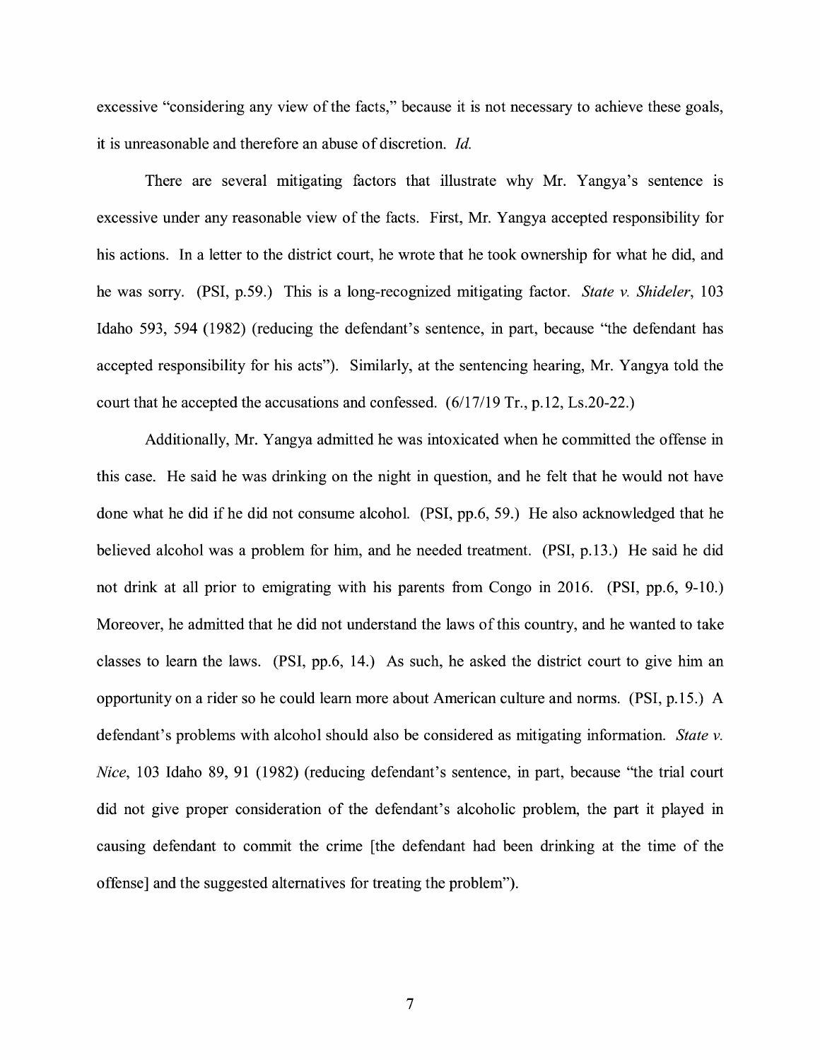excessive "considering any view of the facts," because it is not necessary to achieve these goals, it is unreasonable and therefore an abuse of discretion. *Id.*

There are several mitigating factors that illustrate why Mr. Yangya's sentence is excessive under any reasonable view of the facts. First, Mr. Yangya accepted responsibility for his actions. In a letter to the district court, he wrote that he took ownership for what he did, and he was sorry. (PSI, p.59.) This is a long-recognized mitigating factor. *State v. Shideler*, 103 Idaho 593, 594 (1982) (reducing the defendant's sentence, in part, because "the defendant has accepted responsibility for his acts"). Similarly, at the sentencing hearing, Mr. Yangya told the court that he accepted the accusations and confessed. (6/17/19 Tr., p.12, Ls.20-22.)

Additionally, Mr. Yangya admitted he was intoxicated when he committed the offense in this case. He said he was drinking on the night in question, and he felt that he would not have done what he did if he did not consume alcohol. (PSI, pp.6, 59.) He also acknowledged that he believed alcohol was a problem for him, and he needed treatment. (PSI, p.13.) He said he did not drink at all prior to emigrating with his parents from Congo in 2016. (PSI, pp.6, 9-10.) Moreover, he admitted that he did not understand the laws of this country, and he wanted to take classes to learn the laws. (PSI, pp.6, 14.) As such, he asked the district court to give him an opportunity on a rider so he could learn more about American culture and norms. (PSI, p.15.) A defendant's problems with alcohol should also be considered as mitigating information. *State v. Nice*, 103 Idaho 89, 91 (1982) (reducing defendant's sentence, in part, because "the trial court did not give proper consideration of the defendant's alcoholic problem, the part it played in causing defendant to commit the crime [the defendant had been drinking at the time of the offense] and the suggested alternatives for treating the problem").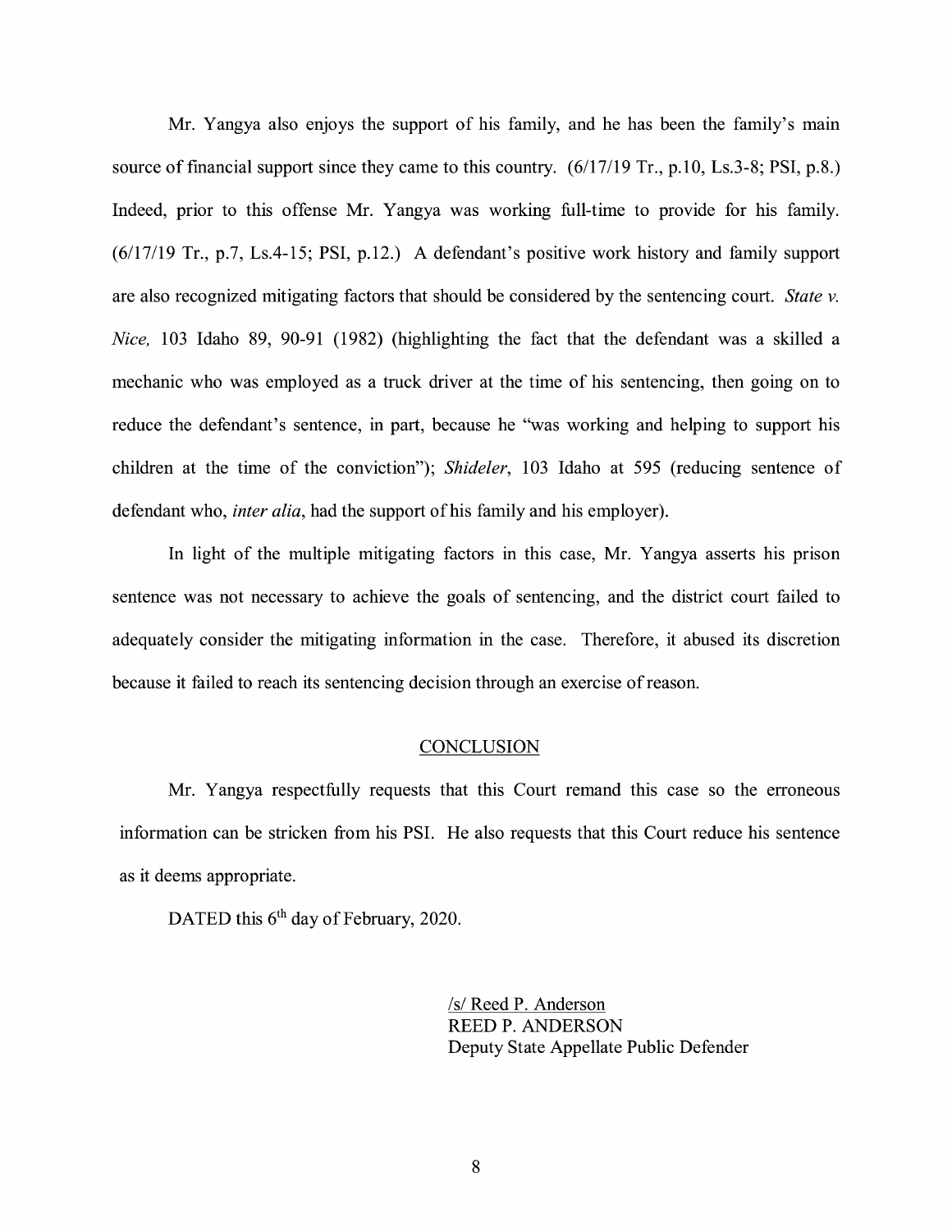Mr. Yangya also enjoys the support of his family, and he has been the family's main source of financial support since they came to this country. (6/17/19 Tr., p.10, Ls.3-8; PSI, p.8.) Indeed, prior to this offense Mr. Yangya was working full-time to provide for his family. (6/17/19 Tr., p.7, Ls.4-15; PSI, p.12.) A defendant's positive work history and family support are also recognized mitigating factors that should be considered by the sentencing court. *State v. Nice,* 103 Idaho 89, 90-91 (1982) (highlighting the fact that the defendant was a skilled a mechanic who was employed as a truck driver at the time of his sentencing, then going on to reduce the defendant's sentence, in part, because he "was working and helping to support his children at the time of the conviction"); *Shideler*, 103 Idaho at 595 (reducing sentence of defendant who, *inter alia*, had the support of his family and his employer).

In light of the multiple mitigating factors in this case, Mr. Yangya asserts his prison sentence was not necessary to achieve the goals of sentencing, and the district court failed to adequately consider the mitigating information in the case. Therefore, it abused its discretion because it failed to reach its sentencing decision through an exercise of reason.

## CONCLUSION

Mr. Yangya respectfully requests that this Court remand this case so the erroneous information can be stricken from his PSI. He also requests that this Court reduce his sentence as it deems appropriate.

DATED this 6th day of February, 2020.

/s/ Reed P. Anderson
REED P. ANDERSON
Deputy State Appellate Public Defender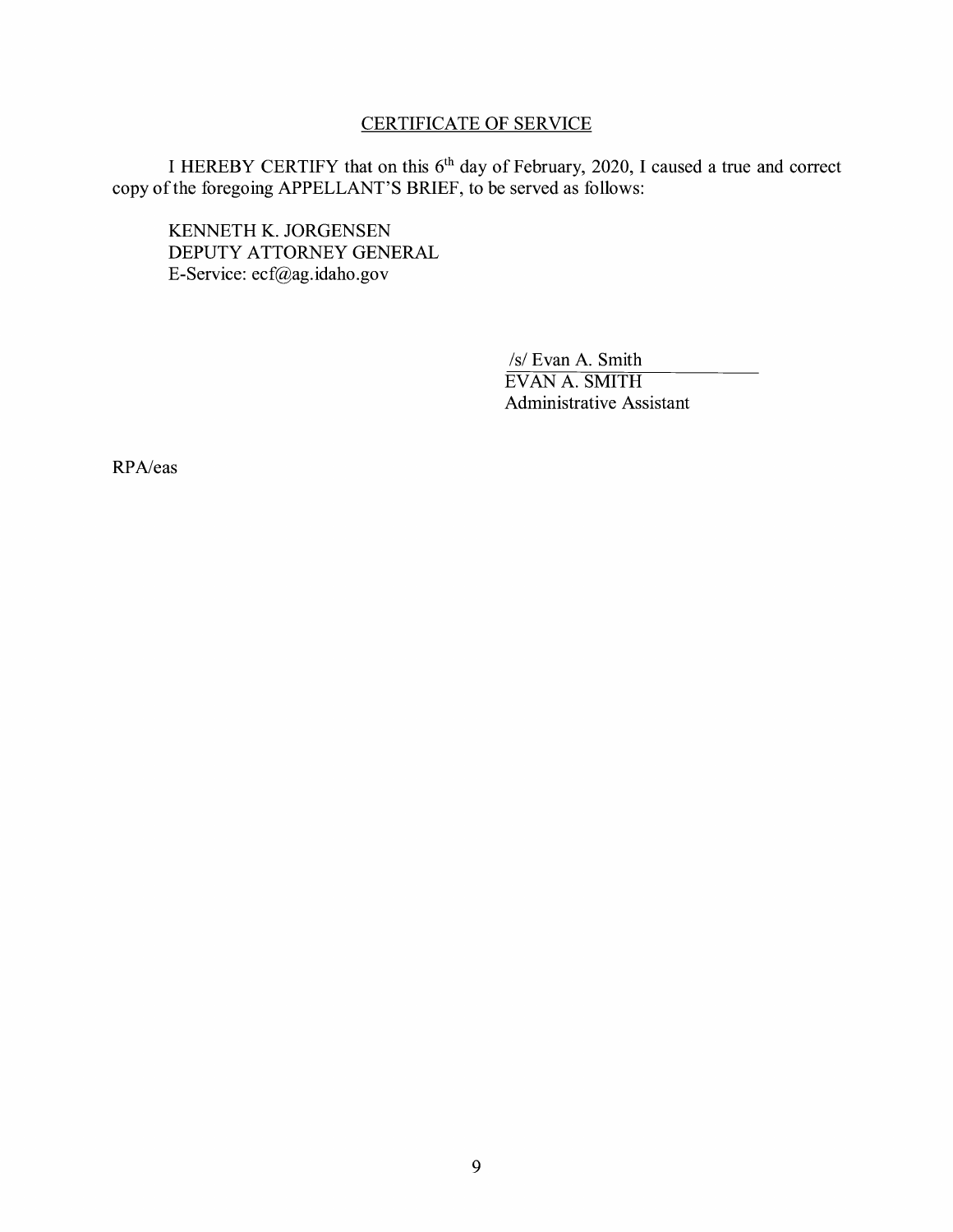## CERTIFICATE OF SERVICE

I HEREBY CERTIFY that on this 6th day of February, 2020, I caused a true and correct copy of the foregoing APPELLANT'S BRIEF, to be served as follows:

KENNETH K. JORGENSEN
DEPUTY ATTORNEY GENERAL
E-Service: ecf@ag.idaho.gov

/s/ Evan A. Smith
EVAN A. SMITH
Administrative Assistant

RPA/eas